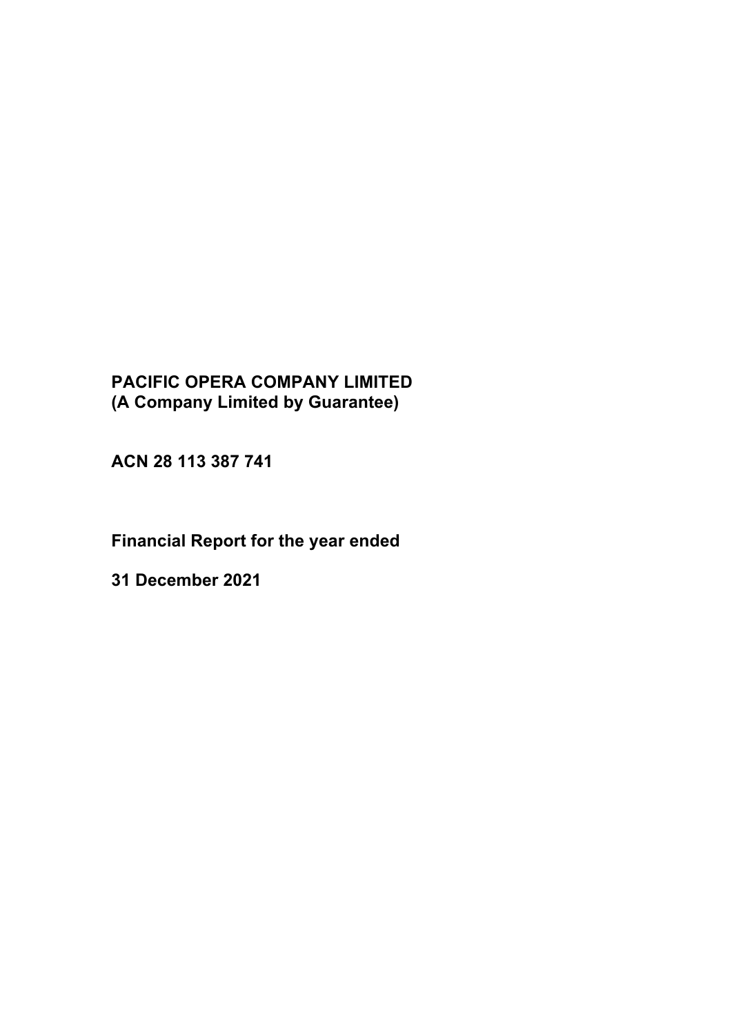**PACIFIC OPERA COMPANY LIMITED**
**(A Company Limited by Guarantee)**

**ACN 28 113 387 741**

**Financial Report for the year ended**

**31 December 2021**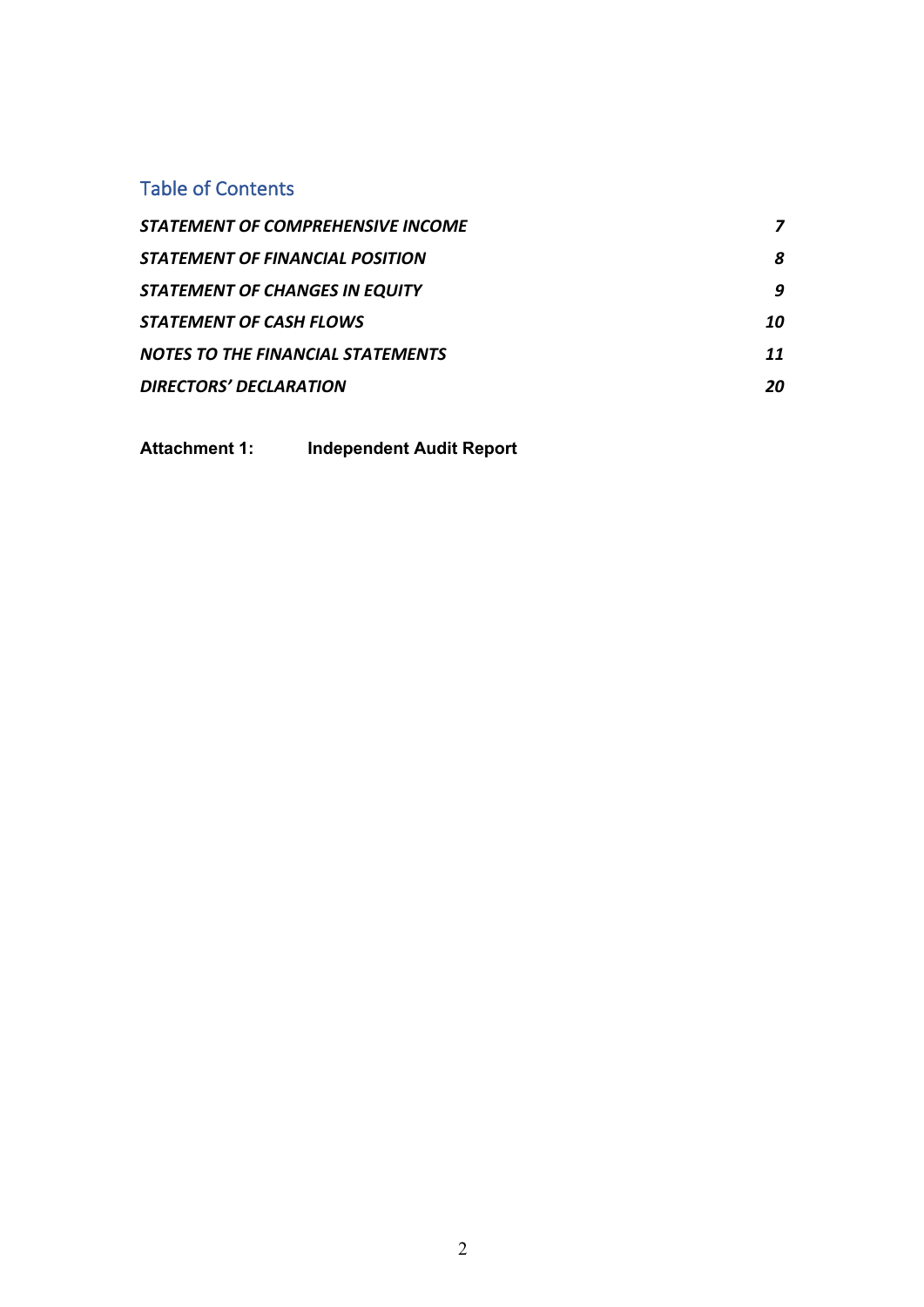## Table of Contents

| | |
|---|---|
| ***STATEMENT OF COMPREHENSIVE INCOME*** | ***7*** |
| ***STATEMENT OF FINANCIAL POSITION*** | ***8*** |
| ***STATEMENT OF CHANGES IN EQUITY*** | ***9*** |
| ***STATEMENT OF CASH FLOWS*** | ***10*** |
| ***NOTES TO THE FINANCIAL STATEMENTS*** | ***11*** |
| ***DIRECTORS' DECLARATION*** | ***20*** |

**Attachment 1:** **Independent Audit Report**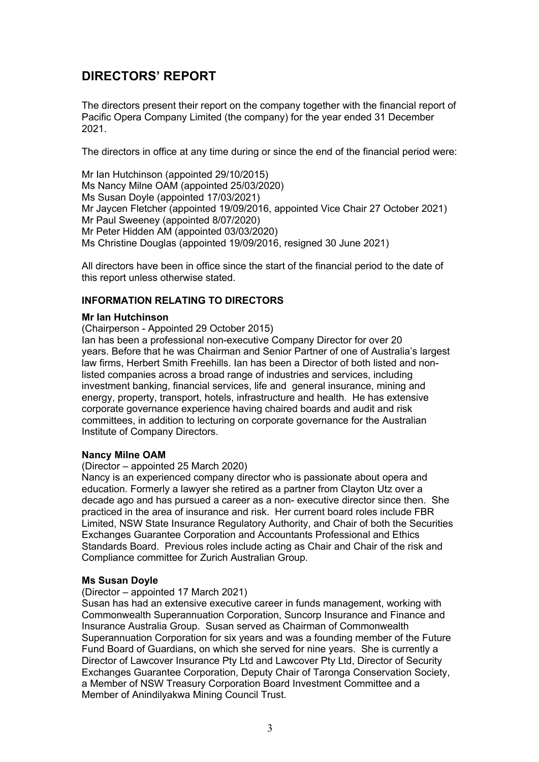# DIRECTORS' REPORT

The directors present their report on the company together with the financial report of Pacific Opera Company Limited (the company) for the year ended 31 December 2021.

The directors in office at any time during or since the end of the financial period were:

Mr Ian Hutchinson (appointed 29/10/2015)
Ms Nancy Milne OAM (appointed 25/03/2020)
Ms Susan Doyle (appointed 17/03/2021)
Mr Jaycen Fletcher (appointed 19/09/2016, appointed Vice Chair 27 October 2021)
Mr Paul Sweeney (appointed 8/07/2020)
Mr Peter Hidden AM (appointed 03/03/2020)
Ms Christine Douglas (appointed 19/09/2016, resigned 30 June 2021)

All directors have been in office since the start of the financial period to the date of this report unless otherwise stated.

## INFORMATION RELATING TO DIRECTORS

**Mr Ian Hutchinson**

(Chairperson - Appointed 29 October 2015)

Ian has been a professional non-executive Company Director for over 20 years. Before that he was Chairman and Senior Partner of one of Australia's largest law firms, Herbert Smith Freehills. Ian has been a Director of both listed and non-listed companies across a broad range of industries and services, including investment banking, financial services, life and general insurance, mining and energy, property, transport, hotels, infrastructure and health. He has extensive corporate governance experience having chaired boards and audit and risk committees, in addition to lecturing on corporate governance for the Australian Institute of Company Directors.

**Nancy Milne OAM**

(Director – appointed 25 March 2020)

Nancy is an experienced company director who is passionate about opera and education. Formerly a lawyer she retired as a partner from Clayton Utz over a decade ago and has pursued a career as a non- executive director since then. She practiced in the area of insurance and risk. Her current board roles include FBR Limited, NSW State Insurance Regulatory Authority, and Chair of both the Securities Exchanges Guarantee Corporation and Accountants Professional and Ethics Standards Board. Previous roles include acting as Chair and Chair of the risk and Compliance committee for Zurich Australian Group.

**Ms Susan Doyle**

(Director – appointed 17 March 2021)

Susan has had an extensive executive career in funds management, working with Commonwealth Superannuation Corporation, Suncorp Insurance and Finance and Insurance Australia Group. Susan served as Chairman of Commonwealth Superannuation Corporation for six years and was a founding member of the Future Fund Board of Guardians, on which she served for nine years. She is currently a Director of Lawcover Insurance Pty Ltd and Lawcover Pty Ltd, Director of Security Exchanges Guarantee Corporation, Deputy Chair of Taronga Conservation Society, a Member of NSW Treasury Corporation Board Investment Committee and a Member of Anindilyakwa Mining Council Trust.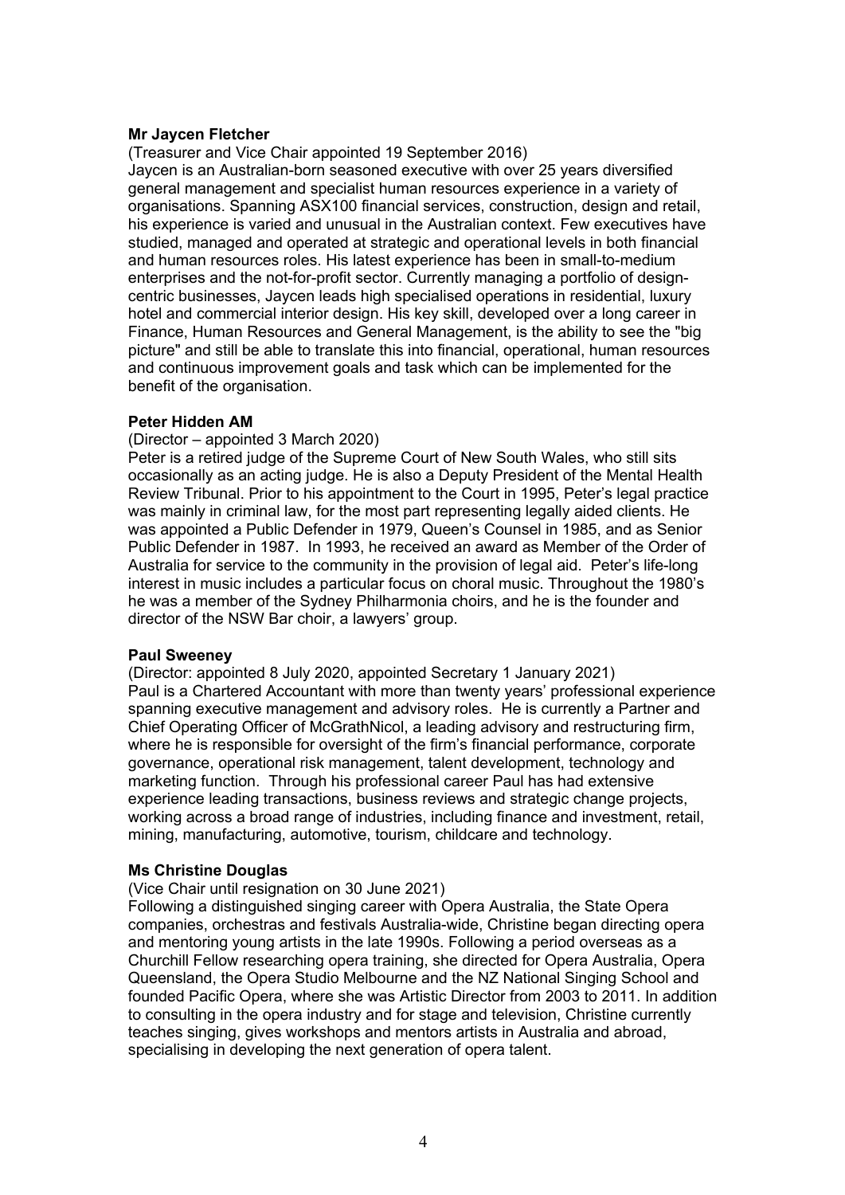**Mr Jaycen Fletcher**

(Treasurer and Vice Chair appointed 19 September 2016)

Jaycen is an Australian-born seasoned executive with over 25 years diversified general management and specialist human resources experience in a variety of organisations. Spanning ASX100 financial services, construction, design and retail, his experience is varied and unusual in the Australian context. Few executives have studied, managed and operated at strategic and operational levels in both financial and human resources roles. His latest experience has been in small-to-medium enterprises and the not-for-profit sector. Currently managing a portfolio of design-centric businesses, Jaycen leads high specialised operations in residential, luxury hotel and commercial interior design. His key skill, developed over a long career in Finance, Human Resources and General Management, is the ability to see the "big picture" and still be able to translate this into financial, operational, human resources and continuous improvement goals and task which can be implemented for the benefit of the organisation.

**Peter Hidden AM**

(Director – appointed 3 March 2020)

Peter is a retired judge of the Supreme Court of New South Wales, who still sits occasionally as an acting judge. He is also a Deputy President of the Mental Health Review Tribunal. Prior to his appointment to the Court in 1995, Peter's legal practice was mainly in criminal law, for the most part representing legally aided clients. He was appointed a Public Defender in 1979, Queen's Counsel in 1985, and as Senior Public Defender in 1987. In 1993, he received an award as Member of the Order of Australia for service to the community in the provision of legal aid. Peter's life-long interest in music includes a particular focus on choral music. Throughout the 1980's he was a member of the Sydney Philharmonia choirs, and he is the founder and director of the NSW Bar choir, a lawyers' group.

**Paul Sweeney**

(Director: appointed 8 July 2020, appointed Secretary 1 January 2021)

Paul is a Chartered Accountant with more than twenty years' professional experience spanning executive management and advisory roles. He is currently a Partner and Chief Operating Officer of McGrathNicol, a leading advisory and restructuring firm, where he is responsible for oversight of the firm's financial performance, corporate governance, operational risk management, talent development, technology and marketing function. Through his professional career Paul has had extensive experience leading transactions, business reviews and strategic change projects, working across a broad range of industries, including finance and investment, retail, mining, manufacturing, automotive, tourism, childcare and technology.

**Ms Christine Douglas**

(Vice Chair until resignation on 30 June 2021)

Following a distinguished singing career with Opera Australia, the State Opera companies, orchestras and festivals Australia-wide, Christine began directing opera and mentoring young artists in the late 1990s. Following a period overseas as a Churchill Fellow researching opera training, she directed for Opera Australia, Opera Queensland, the Opera Studio Melbourne and the NZ National Singing School and founded Pacific Opera, where she was Artistic Director from 2003 to 2011. In addition to consulting in the opera industry and for stage and television, Christine currently teaches singing, gives workshops and mentors artists in Australia and abroad, specialising in developing the next generation of opera talent.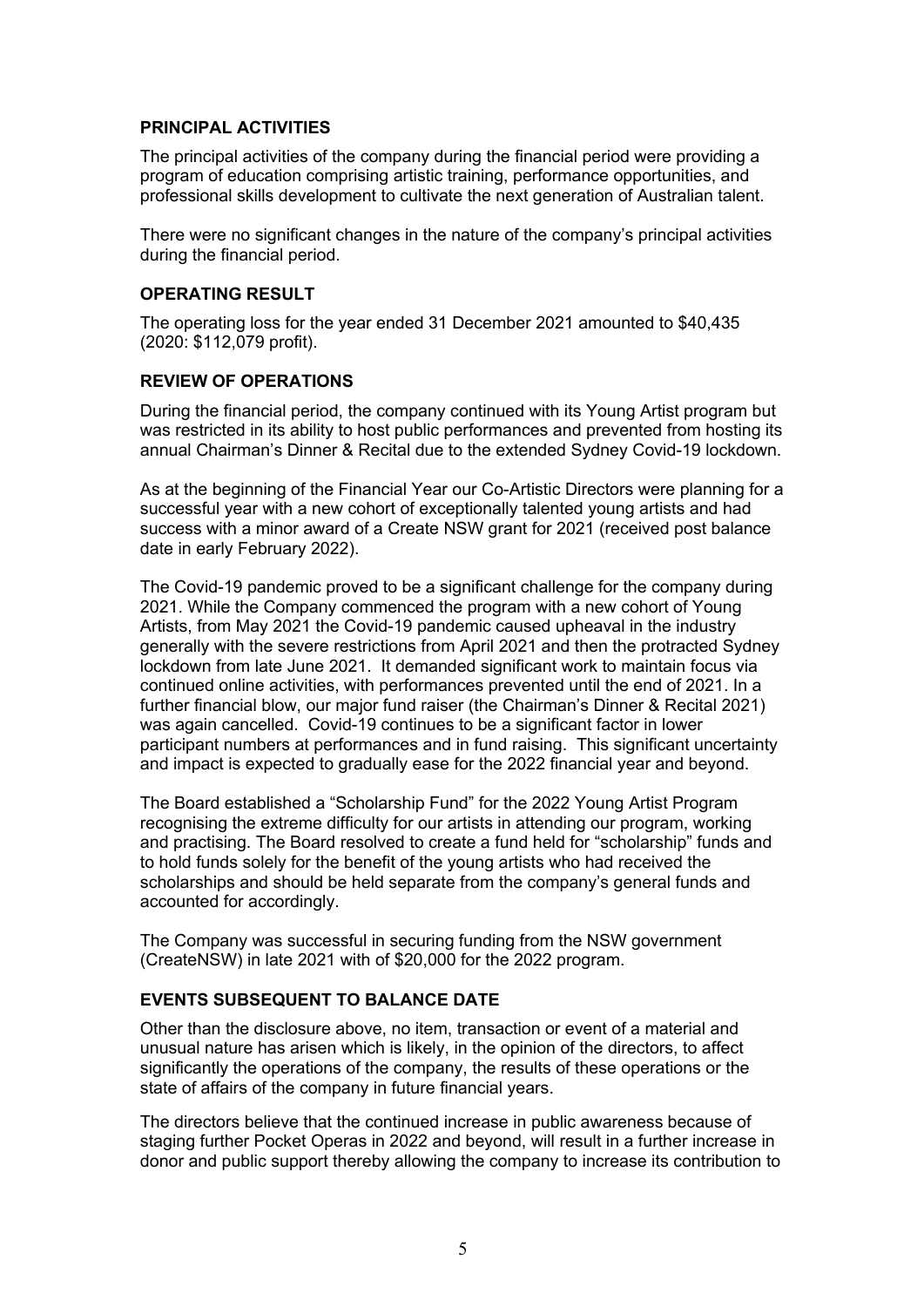## PRINCIPAL ACTIVITIES

The principal activities of the company during the financial period were providing a program of education comprising artistic training, performance opportunities, and professional skills development to cultivate the next generation of Australian talent.

There were no significant changes in the nature of the company's principal activities during the financial period.

## OPERATING RESULT

The operating loss for the year ended 31 December 2021 amounted to $40,435 (2020: $112,079 profit).

## REVIEW OF OPERATIONS

During the financial period, the company continued with its Young Artist program but was restricted in its ability to host public performances and prevented from hosting its annual Chairman's Dinner & Recital due to the extended Sydney Covid-19 lockdown.

As at the beginning of the Financial Year our Co-Artistic Directors were planning for a successful year with a new cohort of exceptionally talented young artists and had success with a minor award of a Create NSW grant for 2021 (received post balance date in early February 2022).

The Covid-19 pandemic proved to be a significant challenge for the company during 2021. While the Company commenced the program with a new cohort of Young Artists, from May 2021 the Covid-19 pandemic caused upheaval in the industry generally with the severe restrictions from April 2021 and then the protracted Sydney lockdown from late June 2021. It demanded significant work to maintain focus via continued online activities, with performances prevented until the end of 2021. In a further financial blow, our major fund raiser (the Chairman's Dinner & Recital 2021) was again cancelled. Covid-19 continues to be a significant factor in lower participant numbers at performances and in fund raising. This significant uncertainty and impact is expected to gradually ease for the 2022 financial year and beyond.

The Board established a "Scholarship Fund" for the 2022 Young Artist Program recognising the extreme difficulty for our artists in attending our program, working and practising. The Board resolved to create a fund held for "scholarship" funds and to hold funds solely for the benefit of the young artists who had received the scholarships and should be held separate from the company's general funds and accounted for accordingly.

The Company was successful in securing funding from the NSW government (CreateNSW) in late 2021 with of $20,000 for the 2022 program.

## EVENTS SUBSEQUENT TO BALANCE DATE

Other than the disclosure above, no item, transaction or event of a material and unusual nature has arisen which is likely, in the opinion of the directors, to affect significantly the operations of the company, the results of these operations or the state of affairs of the company in future financial years.

The directors believe that the continued increase in public awareness because of staging further Pocket Operas in 2022 and beyond, will result in a further increase in donor and public support thereby allowing the company to increase its contribution to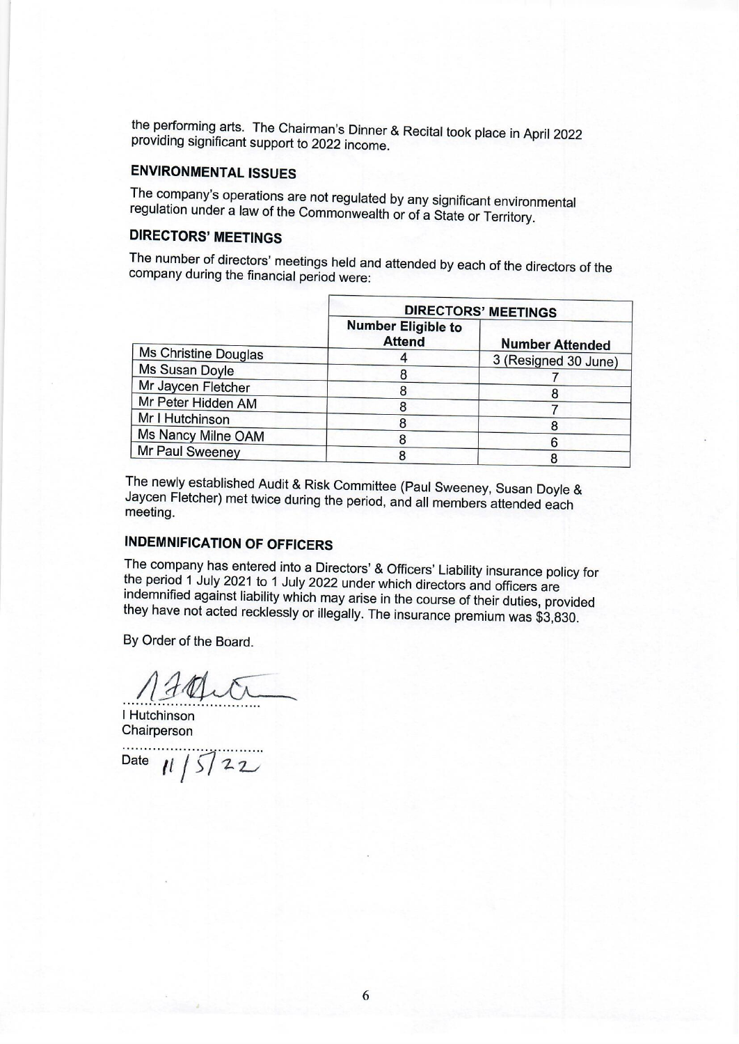the performing arts. The Chairman's Dinner & Recital took place in April 2022 providing significant support to 2022 income.

## ENVIRONMENTAL ISSUES

The company's operations are not regulated by any significant environmental regulation under a law of the Commonwealth or of a State or Territory.

## DIRECTORS' MEETINGS

The number of directors' meetings held and attended by each of the directors of the company during the financial period were:

| | DIRECTORS' MEETINGS | |
|---|---|---|
| | Number Eligible to Attend | Number Attended |
| Ms Christine Douglas | 4 | 3 (Resigned 30 June) |
| Ms Susan Doyle | 8 | 7 |
| Mr Jaycen Fletcher | 8 | 8 |
| Mr Peter Hidden AM | 8 | 7 |
| Mr I Hutchinson | 8 | 8 |
| Ms Nancy Milne OAM | 8 | 6 |
| Mr Paul Sweeney | 8 | 8 |

The newly established Audit & Risk Committee (Paul Sweeney, Susan Doyle & Jaycen Fletcher) met twice during the period, and all members attended each meeting.

## INDEMNIFICATION OF OFFICERS

The company has entered into a Directors' & Officers' Liability insurance policy for the period 1 July 2021 to 1 July 2022 under which directors and officers are indemnified against liability which may arise in the course of their duties, provided they have not acted recklessly or illegally. The insurance premium was $3,830.

By Order of the Board.

I Hutchinson
Chairperson

Date 11/5/22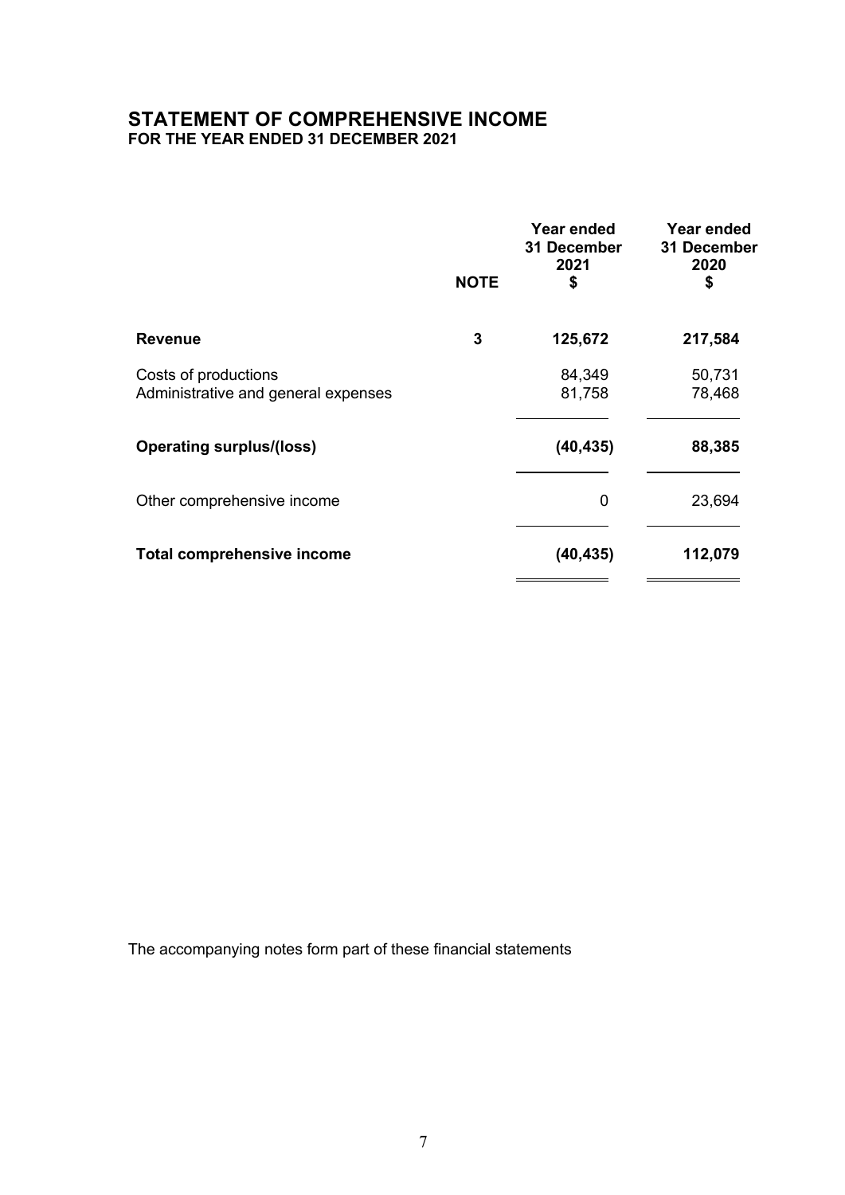# STATEMENT OF COMPREHENSIVE INCOME

**FOR THE YEAR ENDED 31 DECEMBER 2021**

| | NOTE | Year ended 31 December 2021 $ | Year ended 31 December 2020 $ |
|---|---|---|---|
| **Revenue** | **3** | **125,672** | **217,584** |
| Costs of productions | | 84,349 | 50,731 |
| Administrative and general expenses | | 81,758 | 78,468 |
| **Operating surplus/(loss)** | | **(40,435)** | **88,385** |
| Other comprehensive income | | 0 | 23,694 |
| **Total comprehensive income** | | **(40,435)** | **112,079** |

The accompanying notes form part of these financial statements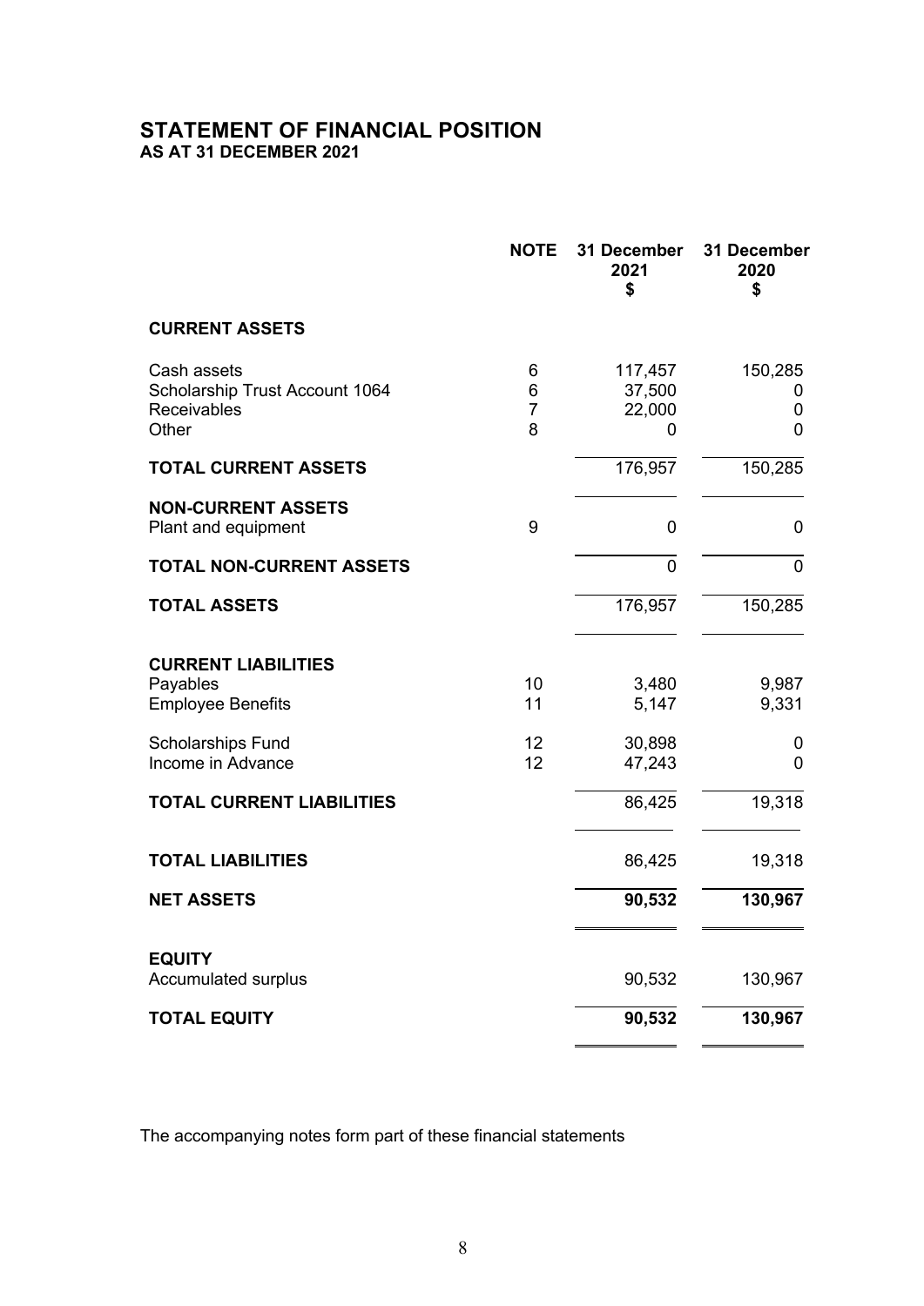# STATEMENT OF FINANCIAL POSITION

**AS AT 31 DECEMBER 2021**

| | NOTE | 31 December 2021 $ | 31 December 2020 $ |
|---|---|---|---|
| **CURRENT ASSETS** | | | |
| Cash assets | 6 | 117,457 | 150,285 |
| Scholarship Trust Account 1064 | 6 | 37,500 | 0 |
| Receivables | 7 | 22,000 | 0 |
| Other | 8 | 0 | 0 |
| **TOTAL CURRENT ASSETS** | | 176,957 | 150,285 |
| **NON-CURRENT ASSETS** | | | |
| Plant and equipment | 9 | 0 | 0 |
| **TOTAL NON-CURRENT ASSETS** | | 0 | 0 |
| **TOTAL ASSETS** | | 176,957 | 150,285 |
| **CURRENT LIABILITIES** | | | |
| Payables | 10 | 3,480 | 9,987 |
| Employee Benefits | 11 | 5,147 | 9,331 |
| Scholarships Fund | 12 | 30,898 | 0 |
| Income in Advance | 12 | 47,243 | 0 |
| **TOTAL CURRENT LIABILITIES** | | 86,425 | 19,318 |
| **TOTAL LIABILITIES** | | 86,425 | 19,318 |
| **NET ASSETS** | | **90,532** | **130,967** |
| **EQUITY** | | | |
| Accumulated surplus | | 90,532 | 130,967 |
| **TOTAL EQUITY** | | **90,532** | **130,967** |

The accompanying notes form part of these financial statements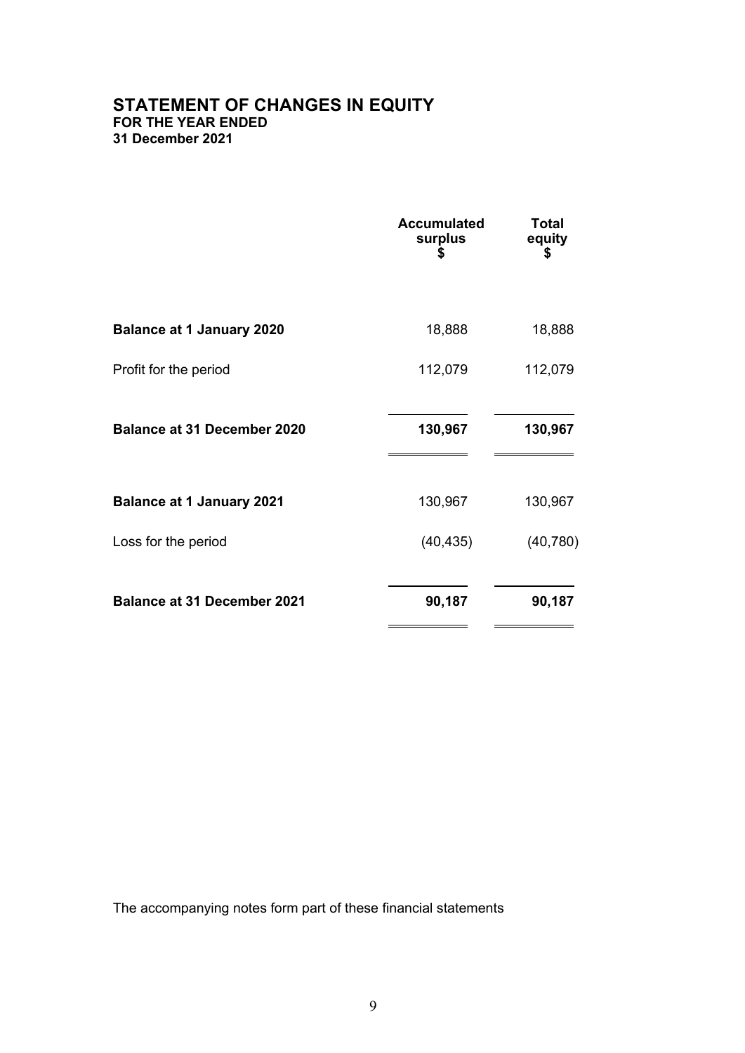# STATEMENT OF CHANGES IN EQUITY

**FOR THE YEAR ENDED**
**31 December 2021**

| | Accumulated surplus $ | Total equity $ |
|---|---|---|
| **Balance at 1 January 2020** | 18,888 | 18,888 |
| Profit for the period | 112,079 | 112,079 |
| **Balance at 31 December 2020** | **130,967** | **130,967** |
| **Balance at 1 January 2021** | 130,967 | 130,967 |
| Loss for the period | (40,435) | (40,780) |
| **Balance at 31 December 2021** | **90,187** | **90,187** |

The accompanying notes form part of these financial statements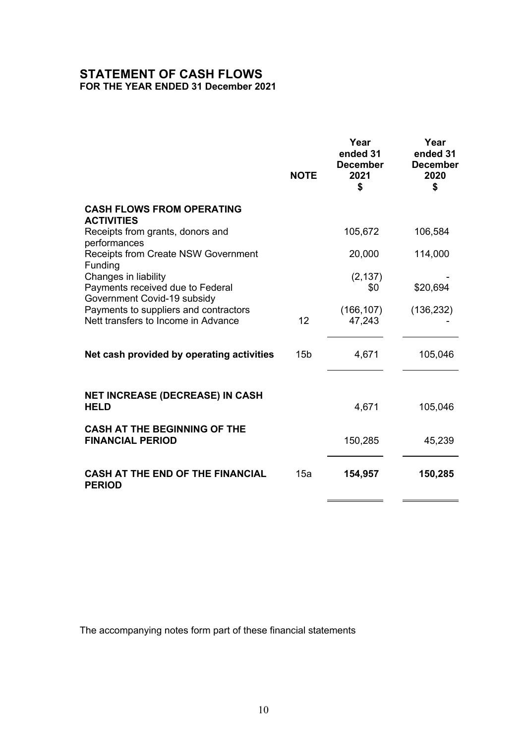# STATEMENT OF CASH FLOWS

**FOR THE YEAR ENDED 31 December 2021**

| | NOTE | Year ended 31 December 2021 $ | Year ended 31 December 2020 $ |
|---|---|---|---|
| **CASH FLOWS FROM OPERATING ACTIVITIES** | | | |
| Receipts from grants, donors and performances | | 105,672 | 106,584 |
| Receipts from Create NSW Government Funding | | 20,000 | 114,000 |
| Changes in liability | | (2,137) | - |
| Payments received due to Federal Government Covid-19 subsidy | | $0 | $20,694 |
| Payments to suppliers and contractors | | (166,107) | (136,232) |
| Nett transfers to Income in Advance | 12 | 47,243 | - |
| **Net cash provided by operating activities** | 15b | 4,671 | 105,046 |
| **NET INCREASE (DECREASE) IN CASH HELD** | | 4,671 | 105,046 |
| **CASH AT THE BEGINNING OF THE FINANCIAL PERIOD** | | 150,285 | 45,239 |
| **CASH AT THE END OF THE FINANCIAL PERIOD** | 15a | **154,957** | **150,285** |

The accompanying notes form part of these financial statements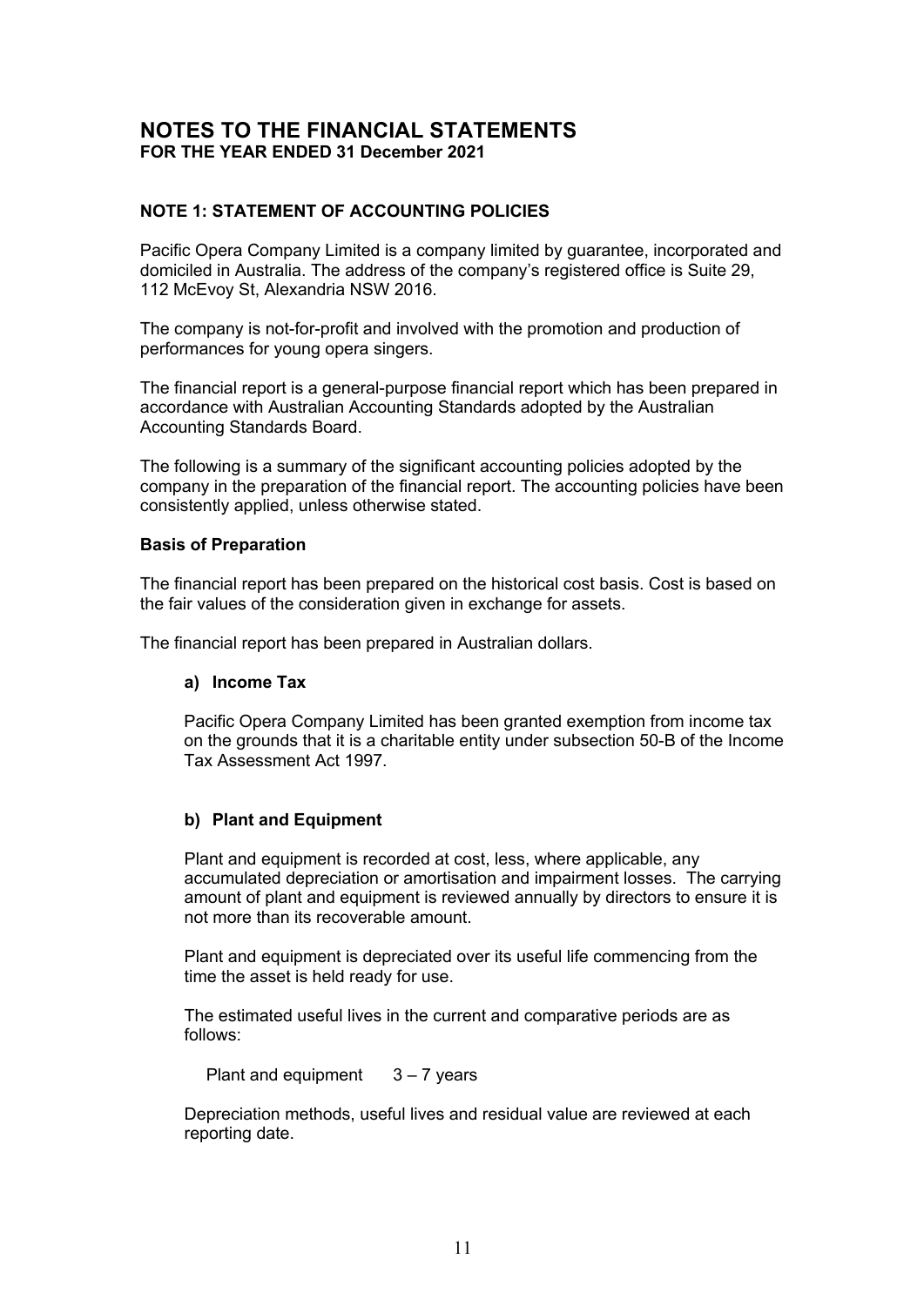# NOTES TO THE FINANCIAL STATEMENTS

**FOR THE YEAR ENDED 31 December 2021**

## NOTE 1: STATEMENT OF ACCOUNTING POLICIES

Pacific Opera Company Limited is a company limited by guarantee, incorporated and domiciled in Australia. The address of the company's registered office is Suite 29, 112 McEvoy St, Alexandria NSW 2016.

The company is not-for-profit and involved with the promotion and production of performances for young opera singers.

The financial report is a general-purpose financial report which has been prepared in accordance with Australian Accounting Standards adopted by the Australian Accounting Standards Board.

The following is a summary of the significant accounting policies adopted by the company in the preparation of the financial report. The accounting policies have been consistently applied, unless otherwise stated.

### Basis of Preparation

The financial report has been prepared on the historical cost basis. Cost is based on the fair values of the consideration given in exchange for assets.

The financial report has been prepared in Australian dollars.

#### a) Income Tax

Pacific Opera Company Limited has been granted exemption from income tax on the grounds that it is a charitable entity under subsection 50-B of the Income Tax Assessment Act 1997.

#### b) Plant and Equipment

Plant and equipment is recorded at cost, less, where applicable, any accumulated depreciation or amortisation and impairment losses. The carrying amount of plant and equipment is reviewed annually by directors to ensure it is not more than its recoverable amount.

Plant and equipment is depreciated over its useful life commencing from the time the asset is held ready for use.

The estimated useful lives in the current and comparative periods are as follows:

Plant and equipment 3 – 7 years

Depreciation methods, useful lives and residual value are reviewed at each reporting date.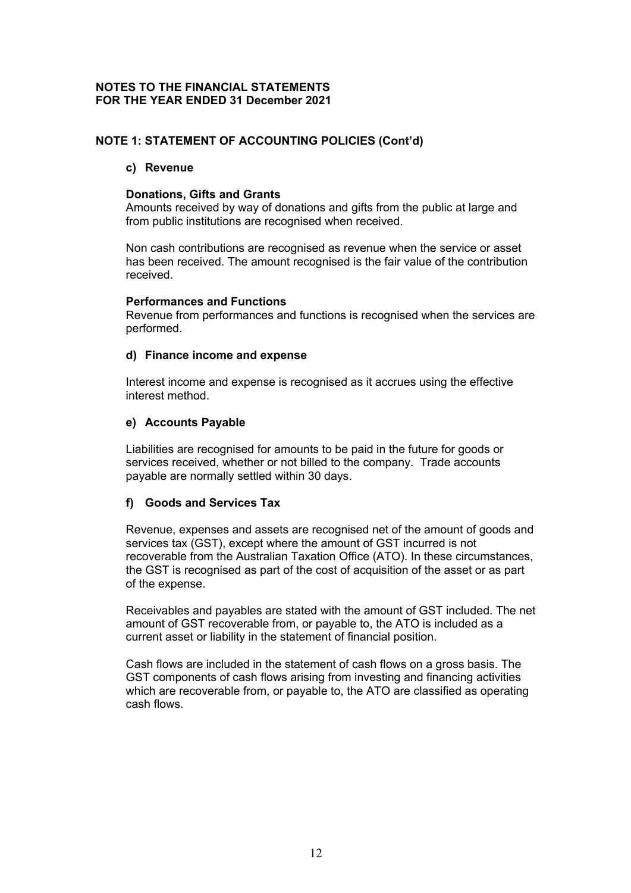**NOTES TO THE FINANCIAL STATEMENTS**
**FOR THE YEAR ENDED 31 December 2021**

## NOTE 1: STATEMENT OF ACCOUNTING POLICIES (Cont'd)

### c) Revenue

**Donations, Gifts and Grants**
Amounts received by way of donations and gifts from the public at large and from public institutions are recognised when received.

Non cash contributions are recognised as revenue when the service or asset has been received. The amount recognised is the fair value of the contribution received.

**Performances and Functions**
Revenue from performances and functions is recognised when the services are performed.

### d) Finance income and expense

Interest income and expense is recognised as it accrues using the effective interest method.

### e) Accounts Payable

Liabilities are recognised for amounts to be paid in the future for goods or services received, whether or not billed to the company. Trade accounts payable are normally settled within 30 days.

### f) Goods and Services Tax

Revenue, expenses and assets are recognised net of the amount of goods and services tax (GST), except where the amount of GST incurred is not recoverable from the Australian Taxation Office (ATO). In these circumstances, the GST is recognised as part of the cost of acquisition of the asset or as part of the expense.

Receivables and payables are stated with the amount of GST included. The net amount of GST recoverable from, or payable to, the ATO is included as a current asset or liability in the statement of financial position.

Cash flows are included in the statement of cash flows on a gross basis. The GST components of cash flows arising from investing and financing activities which are recoverable from, or payable to, the ATO are classified as operating cash flows.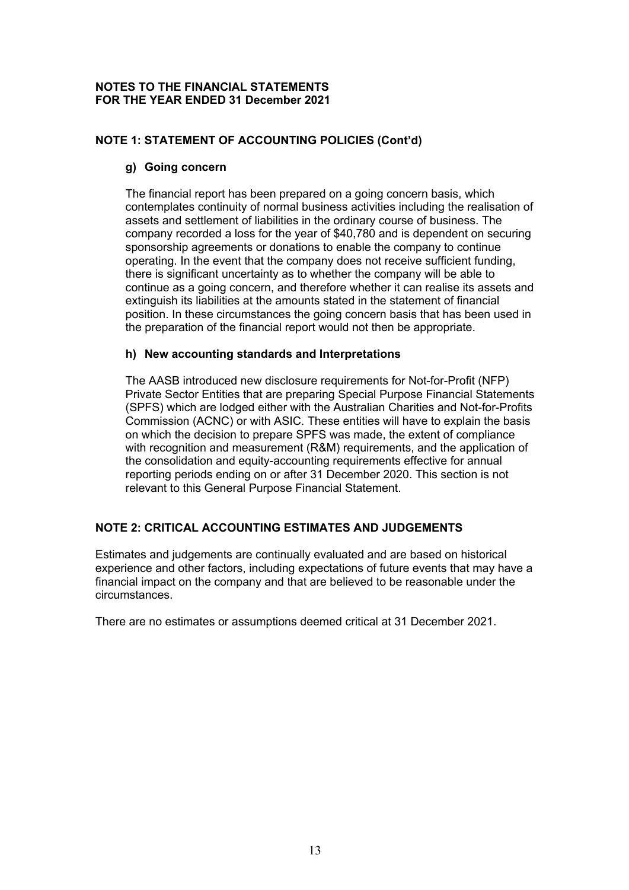**NOTES TO THE FINANCIAL STATEMENTS**
**FOR THE YEAR ENDED 31 December 2021**

## NOTE 1: STATEMENT OF ACCOUNTING POLICIES (Cont'd)

### g) Going concern

The financial report has been prepared on a going concern basis, which contemplates continuity of normal business activities including the realisation of assets and settlement of liabilities in the ordinary course of business. The company recorded a loss for the year of $40,780 and is dependent on securing sponsorship agreements or donations to enable the company to continue operating. In the event that the company does not receive sufficient funding, there is significant uncertainty as to whether the company will be able to continue as a going concern, and therefore whether it can realise its assets and extinguish its liabilities at the amounts stated in the statement of financial position. In these circumstances the going concern basis that has been used in the preparation of the financial report would not then be appropriate.

### h) New accounting standards and Interpretations

The AASB introduced new disclosure requirements for Not-for-Profit (NFP) Private Sector Entities that are preparing Special Purpose Financial Statements (SPFS) which are lodged either with the Australian Charities and Not-for-Profits Commission (ACNC) or with ASIC. These entities will have to explain the basis on which the decision to prepare SPFS was made, the extent of compliance with recognition and measurement (R&M) requirements, and the application of the consolidation and equity-accounting requirements effective for annual reporting periods ending on or after 31 December 2020. This section is not relevant to this General Purpose Financial Statement.

## NOTE 2: CRITICAL ACCOUNTING ESTIMATES AND JUDGEMENTS

Estimates and judgements are continually evaluated and are based on historical experience and other factors, including expectations of future events that may have a financial impact on the company and that are believed to be reasonable under the circumstances.

There are no estimates or assumptions deemed critical at 31 December 2021.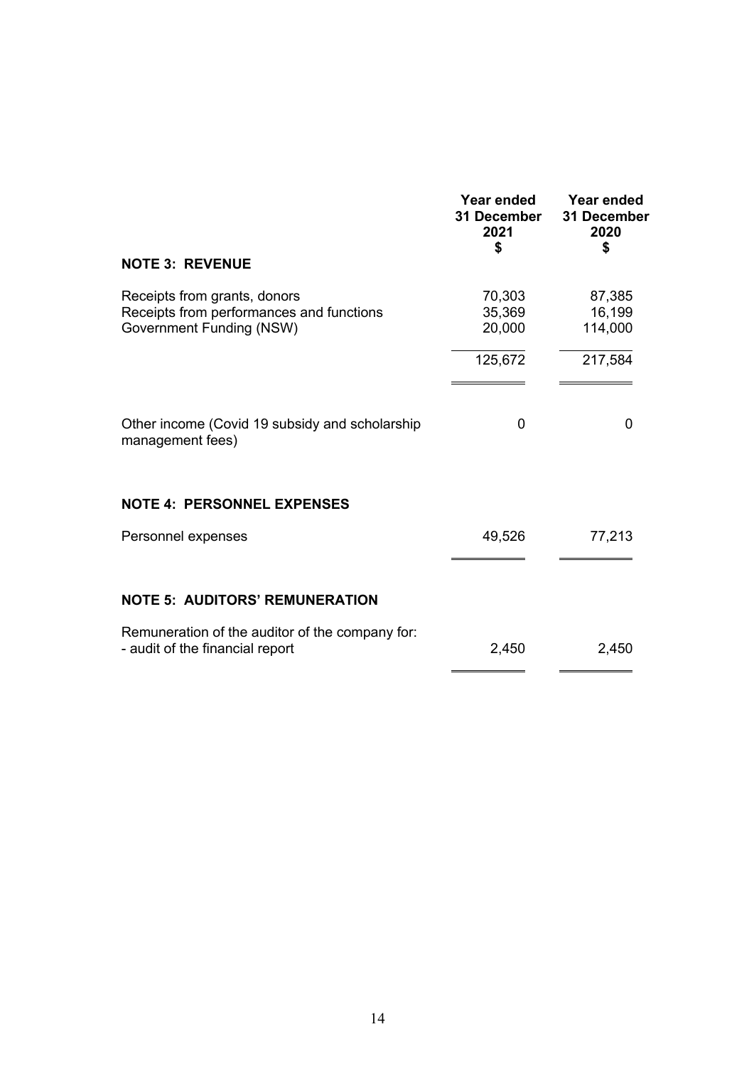| | Year ended 31 December 2021 $ | Year ended 31 December 2020 $ |
|---|---|---|
| **NOTE 3: REVENUE** | | |
| Receipts from grants, donors | 70,303 | 87,385 |
| Receipts from performances and functions | 35,369 | 16,199 |
| Government Funding (NSW) | 20,000 | 114,000 |
| | 125,672 | 217,584 |
| Other income (Covid 19 subsidy and scholarship management fees) | 0 | 0 |
| **NOTE 4: PERSONNEL EXPENSES** | | |
| Personnel expenses | 49,526 | 77,213 |
| **NOTE 5: AUDITORS' REMUNERATION** | | |
| Remuneration of the auditor of the company for: | | |
| - audit of the financial report | 2,450 | 2,450 |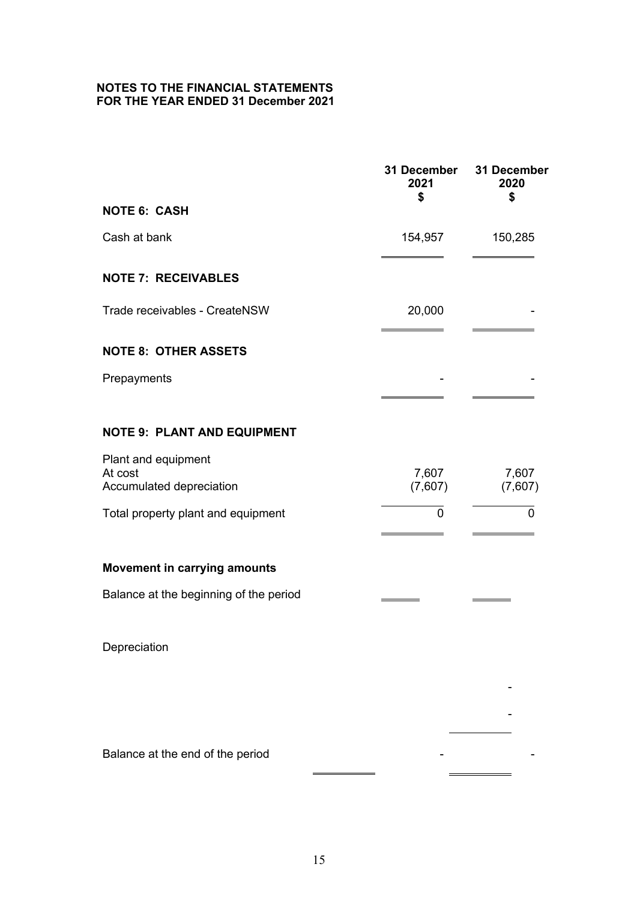**NOTES TO THE FINANCIAL STATEMENTS**
**FOR THE YEAR ENDED 31 December 2021**

| | 31 December 2021 $ | 31 December 2020 $ |
|---|---|---|
| **NOTE 6: CASH** | | |
| Cash at bank | 154,957 | 150,285 |
| **NOTE 7: RECEIVABLES** | | |
| Trade receivables - CreateNSW | 20,000 | - |
| **NOTE 8: OTHER ASSETS** | | |
| Prepayments | - | - |
| **NOTE 9: PLANT AND EQUIPMENT** | | |
| Plant and equipment | | |
| At cost | 7,607 | 7,607 |
| Accumulated depreciation | (7,607) | (7,607) |
| Total property plant and equipment | 0 | 0 |
| **Movement in carrying amounts** | | |
| Balance at the beginning of the period | | |
| Depreciation | | |
| | | - |
| | | - |
| Balance at the end of the period | - | - |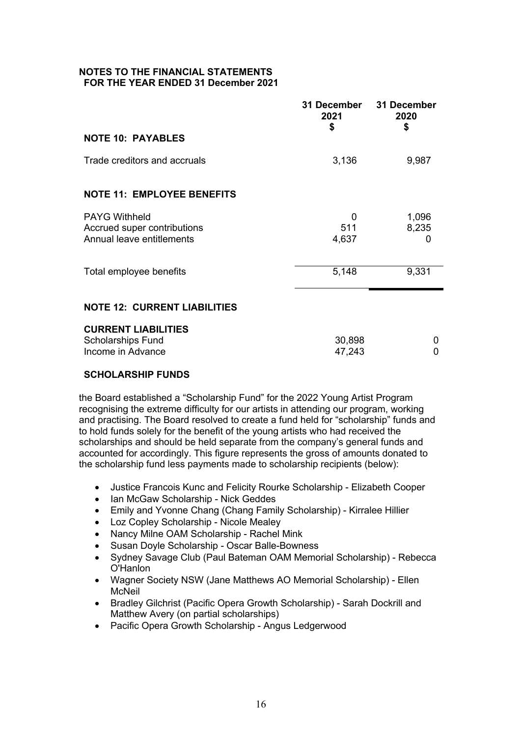## NOTES TO THE FINANCIAL STATEMENTS
## FOR THE YEAR ENDED 31 December 2021

| | 31 December 2021 $ | 31 December 2020 $ |
|---|---|---|
| **NOTE 10: PAYABLES** | | |
| Trade creditors and accruals | 3,136 | 9,987 |
| **NOTE 11: EMPLOYEE BENEFITS** | | |
| PAYG Withheld | 0 | 1,096 |
| Accrued super contributions | 511 | 8,235 |
| Annual leave entitlements | 4,637 | 0 |
| Total employee benefits | 5,148 | 9,331 |
| **NOTE 12: CURRENT LIABILITIES** | | |
| **CURRENT LIABILITIES** | | |
| Scholarships Fund | 30,898 | 0 |
| Income in Advance | 47,243 | 0 |

**SCHOLARSHIP FUNDS**

the Board established a "Scholarship Fund" for the 2022 Young Artist Program recognising the extreme difficulty for our artists in attending our program, working and practising. The Board resolved to create a fund held for "scholarship" funds and to hold funds solely for the benefit of the young artists who had received the scholarships and should be held separate from the company's general funds and accounted for accordingly. This figure represents the gross of amounts donated to the scholarship fund less payments made to scholarship recipients (below):

- Justice Francois Kunc and Felicity Rourke Scholarship - Elizabeth Cooper
- Ian McGaw Scholarship - Nick Geddes
- Emily and Yvonne Chang (Chang Family Scholarship) - Kirralee Hillier
- Loz Copley Scholarship - Nicole Mealey
- Nancy Milne OAM Scholarship - Rachel Mink
- Susan Doyle Scholarship - Oscar Balle-Bowness
- Sydney Savage Club (Paul Bateman OAM Memorial Scholarship) - Rebecca O'Hanlon
- Wagner Society NSW (Jane Matthews AO Memorial Scholarship) - Ellen McNeil
- Bradley Gilchrist (Pacific Opera Growth Scholarship) - Sarah Dockrill and Matthew Avery (on partial scholarships)
- Pacific Opera Growth Scholarship - Angus Ledgerwood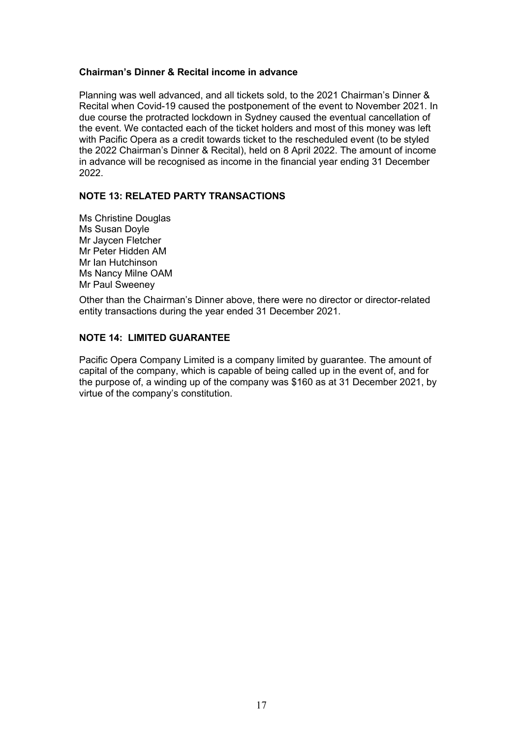**Chairman's Dinner & Recital income in advance**

Planning was well advanced, and all tickets sold, to the 2021 Chairman's Dinner & Recital when Covid-19 caused the postponement of the event to November 2021. In due course the protracted lockdown in Sydney caused the eventual cancellation of the event. We contacted each of the ticket holders and most of this money was left with Pacific Opera as a credit towards ticket to the rescheduled event (to be styled the 2022 Chairman's Dinner & Recital), held on 8 April 2022. The amount of income in advance will be recognised as income in the financial year ending 31 December 2022.

## NOTE 13: RELATED PARTY TRANSACTIONS

Ms Christine Douglas
Ms Susan Doyle
Mr Jaycen Fletcher
Mr Peter Hidden AM
Mr Ian Hutchinson
Ms Nancy Milne OAM
Mr Paul Sweeney

Other than the Chairman's Dinner above, there were no director or director-related entity transactions during the year ended 31 December 2021.

## NOTE 14: LIMITED GUARANTEE

Pacific Opera Company Limited is a company limited by guarantee. The amount of capital of the company, which is capable of being called up in the event of, and for the purpose of, a winding up of the company was $160 as at 31 December 2021, by virtue of the company's constitution.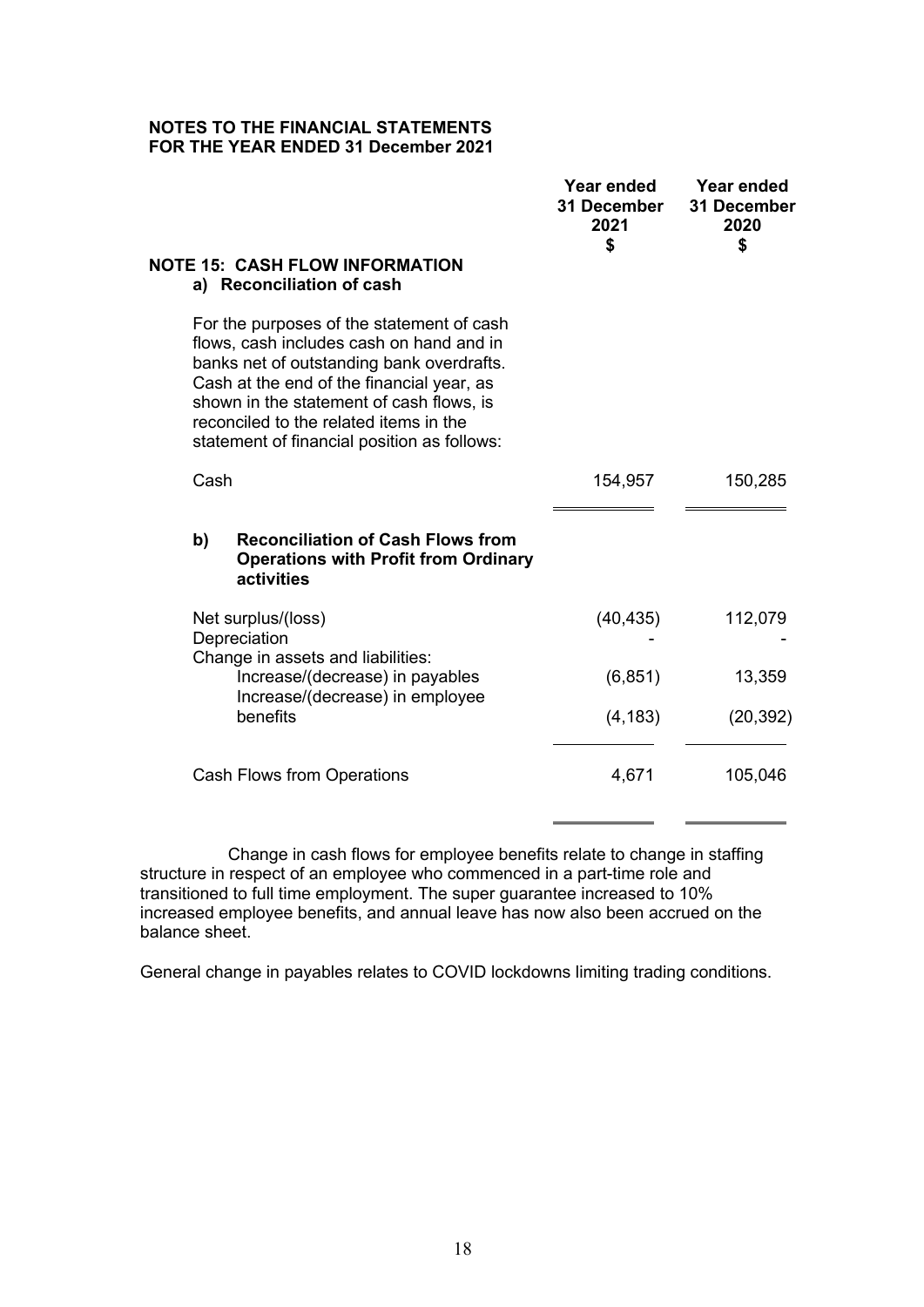## NOTES TO THE FINANCIAL STATEMENTS
## FOR THE YEAR ENDED 31 December 2021

| | Year ended 31 December 2021 $ | Year ended 31 December 2020 $ |
|---|---|---|
| **NOTE 15: CASH FLOW INFORMATION** | | |
| **a) Reconciliation of cash** | | |
| For the purposes of the statement of cash flows, cash includes cash on hand and in banks net of outstanding bank overdrafts. Cash at the end of the financial year, as shown in the statement of cash flows, is reconciled to the related items in the statement of financial position as follows: | | |
| Cash | 154,957 | 150,285 |
| **b) Reconciliation of Cash Flows from Operations with Profit from Ordinary activities** | | |
| Net surplus/(loss) | (40,435) | 112,079 |
| Depreciation | - | - |
| Change in assets and liabilities: | | |
| Increase/(decrease) in payables | (6,851) | 13,359 |
| Increase/(decrease) in employee benefits | (4,183) | (20,392) |
| Cash Flows from Operations | 4,671 | 105,046 |

Change in cash flows for employee benefits relate to change in staffing structure in respect of an employee who commenced in a part-time role and transitioned to full time employment. The super guarantee increased to 10% increased employee benefits, and annual leave has now also been accrued on the balance sheet.

General change in payables relates to COVID lockdowns limiting trading conditions.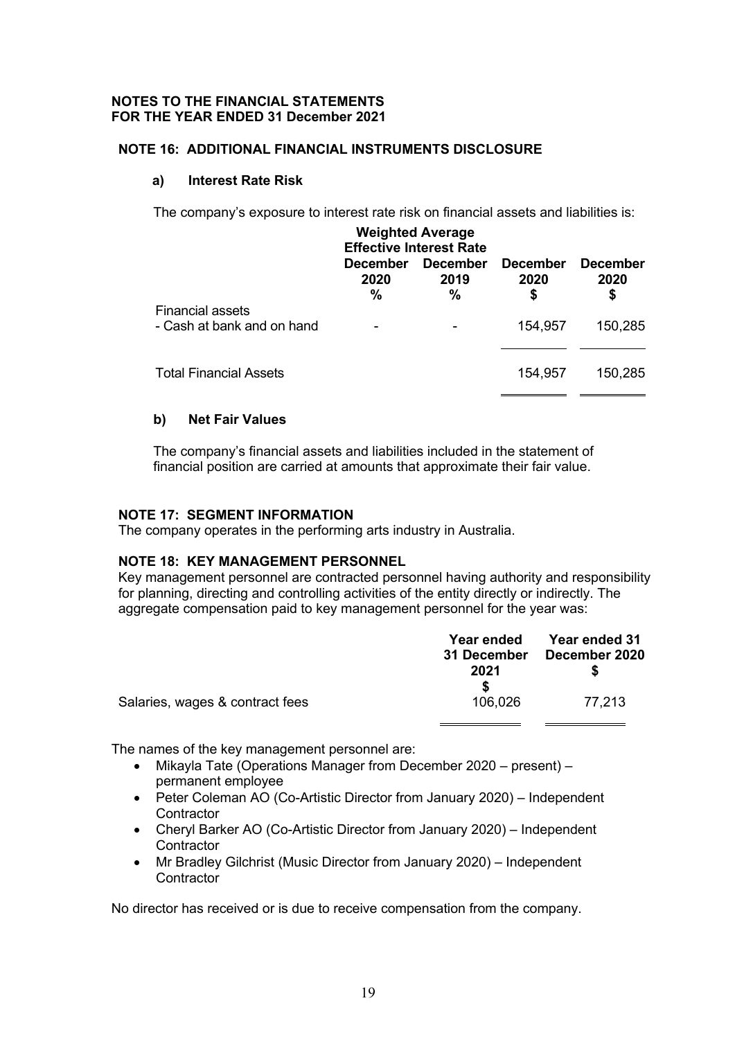**NOTES TO THE FINANCIAL STATEMENTS**
**FOR THE YEAR ENDED 31 December 2021**

## NOTE 16: ADDITIONAL FINANCIAL INSTRUMENTS DISCLOSURE

### a) Interest Rate Risk

The company's exposure to interest rate risk on financial assets and liabilities is:

| | Weighted Average Effective Interest Rate | | | |
|---|---|---|---|---|
| | December 2020 % | December 2019 % | December 2020 $ | December 2020 $ |
| Financial assets | | | | |
| - Cash at bank and on hand | - | - | 154,957 | 150,285 |
| Total Financial Assets | | | 154,957 | 150,285 |

### b) Net Fair Values

The company's financial assets and liabilities included in the statement of financial position are carried at amounts that approximate their fair value.

## NOTE 17: SEGMENT INFORMATION

The company operates in the performing arts industry in Australia.

## NOTE 18: KEY MANAGEMENT PERSONNEL

Key management personnel are contracted personnel having authority and responsibility for planning, directing and controlling activities of the entity directly or indirectly. The aggregate compensation paid to key management personnel for the year was:

| | Year ended 31 December 2021 $ | Year ended 31 December 2020 $ |
|---|---|---|
| Salaries, wages & contract fees | 106,026 | 77,213 |

The names of the key management personnel are:

- Mikayla Tate (Operations Manager from December 2020 – present) – permanent employee
- Peter Coleman AO (Co-Artistic Director from January 2020) – Independent Contractor
- Cheryl Barker AO (Co-Artistic Director from January 2020) – Independent Contractor
- Mr Bradley Gilchrist (Music Director from January 2020) – Independent Contractor

No director has received or is due to receive compensation from the company.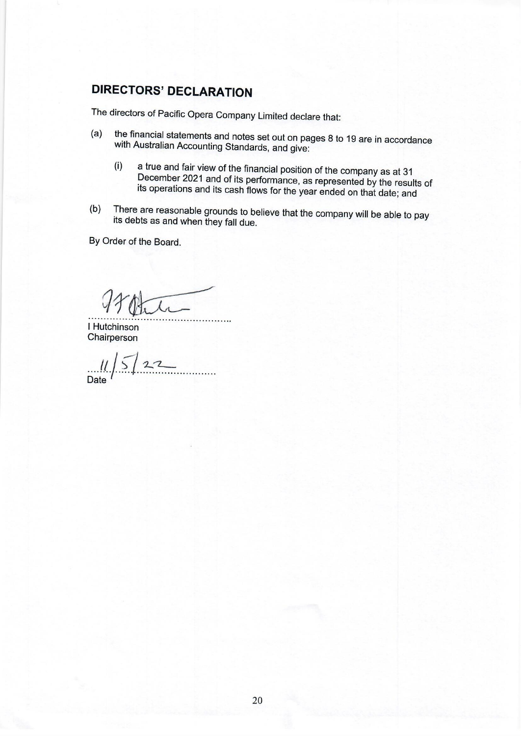## DIRECTORS' DECLARATION

The directors of Pacific Opera Company Limited declare that:

(a) the financial statements and notes set out on pages 8 to 19 are in accordance with Australian Accounting Standards, and give:

    (i) a true and fair view of the financial position of the company as at 31 December 2021 and of its performance, as represented by the results of its operations and its cash flows for the year ended on that date; and

(b) There are reasonable grounds to believe that the company will be able to pay its debts as and when they fall due.

By Order of the Board.

.............................................

I Hutchinson
Chairperson

11/5/22
Date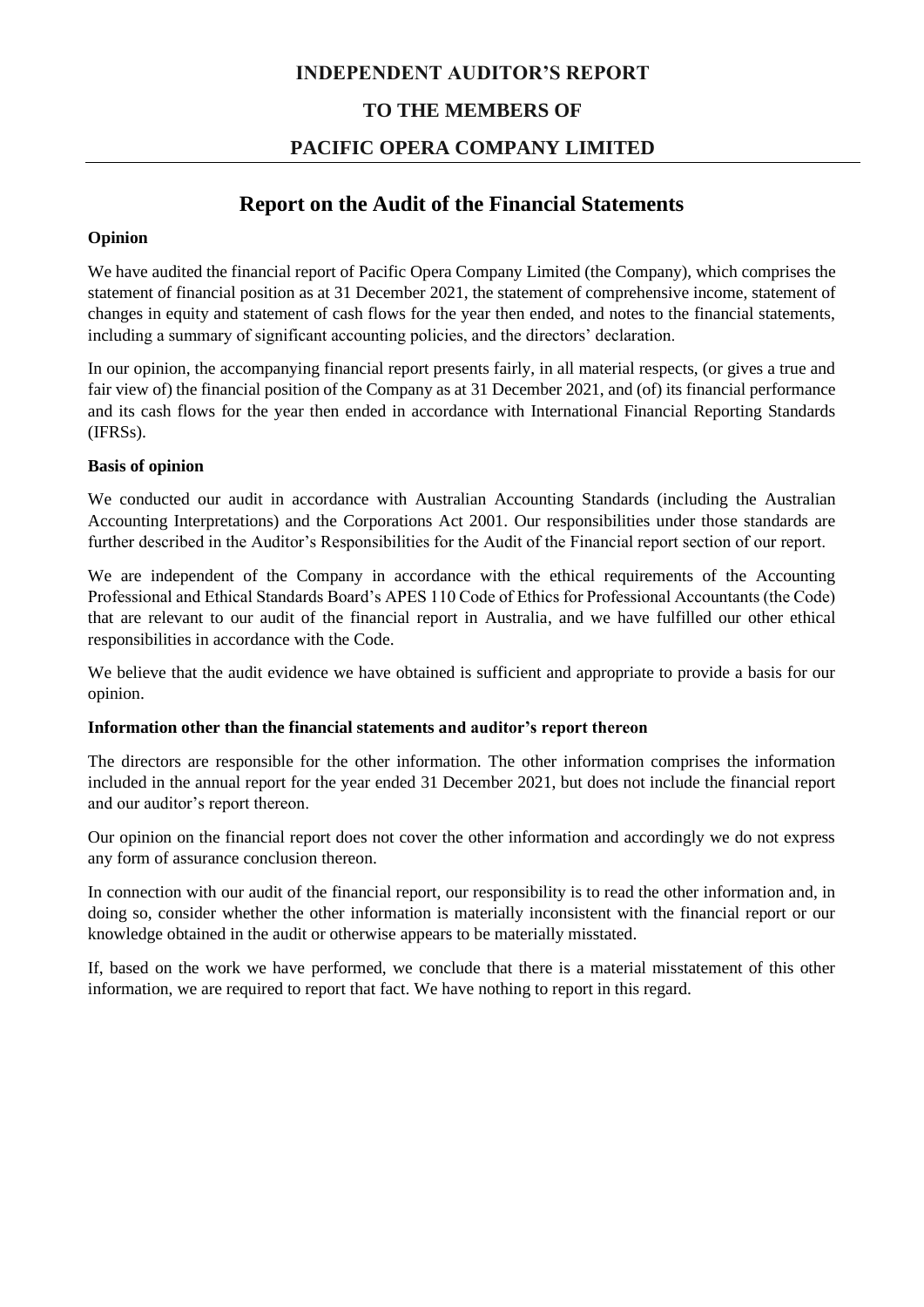# INDEPENDENT AUDITOR'S REPORT

# TO THE MEMBERS OF

# PACIFIC OPERA COMPANY LIMITED

## Report on the Audit of the Financial Statements

**Opinion**

We have audited the financial report of Pacific Opera Company Limited (the Company), which comprises the statement of financial position as at 31 December 2021, the statement of comprehensive income, statement of changes in equity and statement of cash flows for the year then ended, and notes to the financial statements, including a summary of significant accounting policies, and the directors' declaration.

In our opinion, the accompanying financial report presents fairly, in all material respects, (or gives a true and fair view of) the financial position of the Company as at 31 December 2021, and (of) its financial performance and its cash flows for the year then ended in accordance with International Financial Reporting Standards (IFRSs).

**Basis of opinion**

We conducted our audit in accordance with Australian Accounting Standards (including the Australian Accounting Interpretations) and the Corporations Act 2001. Our responsibilities under those standards are further described in the Auditor's Responsibilities for the Audit of the Financial report section of our report.

We are independent of the Company in accordance with the ethical requirements of the Accounting Professional and Ethical Standards Board's APES 110 Code of Ethics for Professional Accountants (the Code) that are relevant to our audit of the financial report in Australia, and we have fulfilled our other ethical responsibilities in accordance with the Code.

We believe that the audit evidence we have obtained is sufficient and appropriate to provide a basis for our opinion.

**Information other than the financial statements and auditor's report thereon**

The directors are responsible for the other information. The other information comprises the information included in the annual report for the year ended 31 December 2021, but does not include the financial report and our auditor's report thereon.

Our opinion on the financial report does not cover the other information and accordingly we do not express any form of assurance conclusion thereon.

In connection with our audit of the financial report, our responsibility is to read the other information and, in doing so, consider whether the other information is materially inconsistent with the financial report or our knowledge obtained in the audit or otherwise appears to be materially misstated.

If, based on the work we have performed, we conclude that there is a material misstatement of this other information, we are required to report that fact. We have nothing to report in this regard.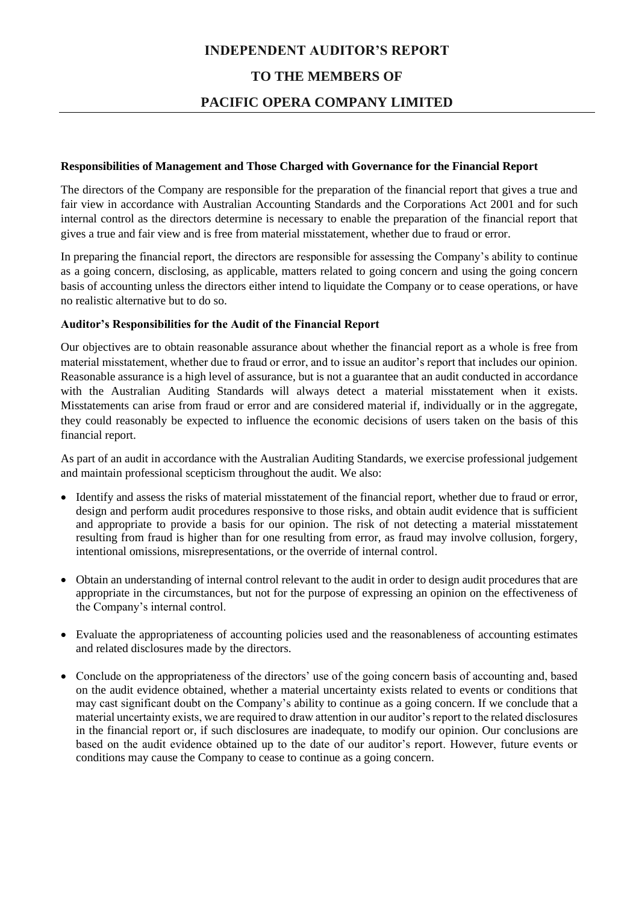# INDEPENDENT AUDITOR'S REPORT

# TO THE MEMBERS OF

# PACIFIC OPERA COMPANY LIMITED

**Responsibilities of Management and Those Charged with Governance for the Financial Report**

The directors of the Company are responsible for the preparation of the financial report that gives a true and fair view in accordance with Australian Accounting Standards and the Corporations Act 2001 and for such internal control as the directors determine is necessary to enable the preparation of the financial report that gives a true and fair view and is free from material misstatement, whether due to fraud or error.

In preparing the financial report, the directors are responsible for assessing the Company's ability to continue as a going concern, disclosing, as applicable, matters related to going concern and using the going concern basis of accounting unless the directors either intend to liquidate the Company or to cease operations, or have no realistic alternative but to do so.

**Auditor's Responsibilities for the Audit of the Financial Report**

Our objectives are to obtain reasonable assurance about whether the financial report as a whole is free from material misstatement, whether due to fraud or error, and to issue an auditor's report that includes our opinion. Reasonable assurance is a high level of assurance, but is not a guarantee that an audit conducted in accordance with the Australian Auditing Standards will always detect a material misstatement when it exists. Misstatements can arise from fraud or error and are considered material if, individually or in the aggregate, they could reasonably be expected to influence the economic decisions of users taken on the basis of this financial report.

As part of an audit in accordance with the Australian Auditing Standards, we exercise professional judgement and maintain professional scepticism throughout the audit. We also:

- Identify and assess the risks of material misstatement of the financial report, whether due to fraud or error, design and perform audit procedures responsive to those risks, and obtain audit evidence that is sufficient and appropriate to provide a basis for our opinion. The risk of not detecting a material misstatement resulting from fraud is higher than for one resulting from error, as fraud may involve collusion, forgery, intentional omissions, misrepresentations, or the override of internal control.

- Obtain an understanding of internal control relevant to the audit in order to design audit procedures that are appropriate in the circumstances, but not for the purpose of expressing an opinion on the effectiveness of the Company's internal control.

- Evaluate the appropriateness of accounting policies used and the reasonableness of accounting estimates and related disclosures made by the directors.

- Conclude on the appropriateness of the directors' use of the going concern basis of accounting and, based on the audit evidence obtained, whether a material uncertainty exists related to events or conditions that may cast significant doubt on the Company's ability to continue as a going concern. If we conclude that a material uncertainty exists, we are required to draw attention in our auditor's report to the related disclosures in the financial report or, if such disclosures are inadequate, to modify our opinion. Our conclusions are based on the audit evidence obtained up to the date of our auditor's report. However, future events or conditions may cause the Company to cease to continue as a going concern.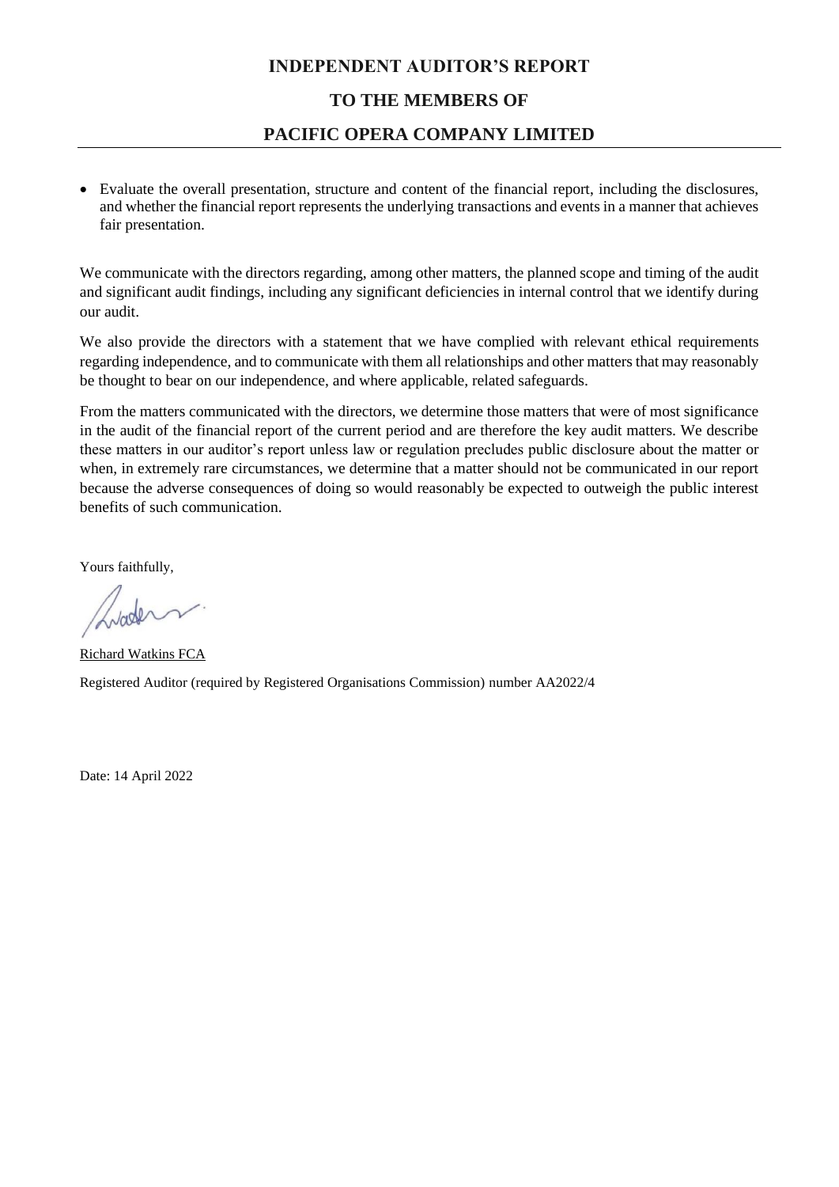# INDEPENDENT AUDITOR'S REPORT

# TO THE MEMBERS OF

# PACIFIC OPERA COMPANY LIMITED

- Evaluate the overall presentation, structure and content of the financial report, including the disclosures, and whether the financial report represents the underlying transactions and events in a manner that achieves fair presentation.

We communicate with the directors regarding, among other matters, the planned scope and timing of the audit and significant audit findings, including any significant deficiencies in internal control that we identify during our audit.

We also provide the directors with a statement that we have complied with relevant ethical requirements regarding independence, and to communicate with them all relationships and other matters that may reasonably be thought to bear on our independence, and where applicable, related safeguards.

From the matters communicated with the directors, we determine those matters that were of most significance in the audit of the financial report of the current period and are therefore the key audit matters. We describe these matters in our auditor's report unless law or regulation precludes public disclosure about the matter or when, in extremely rare circumstances, we determine that a matter should not be communicated in our report because the adverse consequences of doing so would reasonably be expected to outweigh the public interest benefits of such communication.

Yours faithfully,

Richard Watkins FCA

Registered Auditor (required by Registered Organisations Commission) number AA2022/4

Date: 14 April 2022